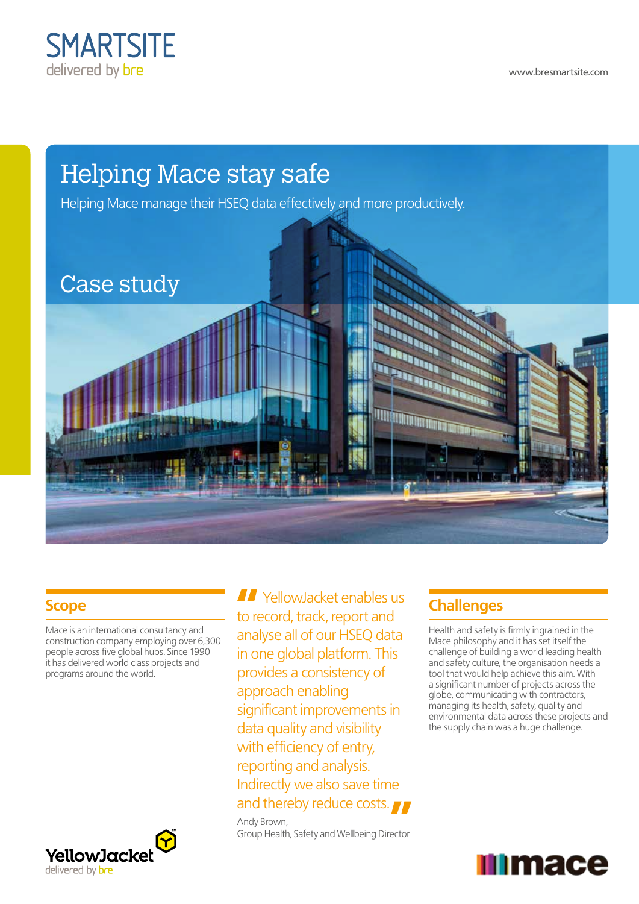SMARTSITE
delivered by bre

www.bresmartsite.com

# Helping Mace stay safe

Helping Mace manage their HSEQ data effectively and more productively.

## Case study

## Scope

Mace is an international consultancy and construction company employing over 6,300 people across five global hubs. Since 1990 it has delivered world class projects and programs around the world.

> "YellowJacket enables us to record, track, report and analyse all of our HSEQ data in one global platform. This provides a consistency of approach enabling significant improvements in data quality and visibility with efficiency of entry, reporting and analysis. Indirectly we also save time and thereby reduce costs."
>
> Andy Brown,
> Group Health, Safety and Wellbeing Director

## Challenges

Health and safety is firmly ingrained in the Mace philosophy and it has set itself the challenge of building a world leading health and safety culture, the organisation needs a tool that would help achieve this aim. With a significant number of projects across the globe, communicating with contractors, managing its health, safety, quality and environmental data across these projects and the supply chain was a huge challenge.

YellowJacket
delivered by bre

mace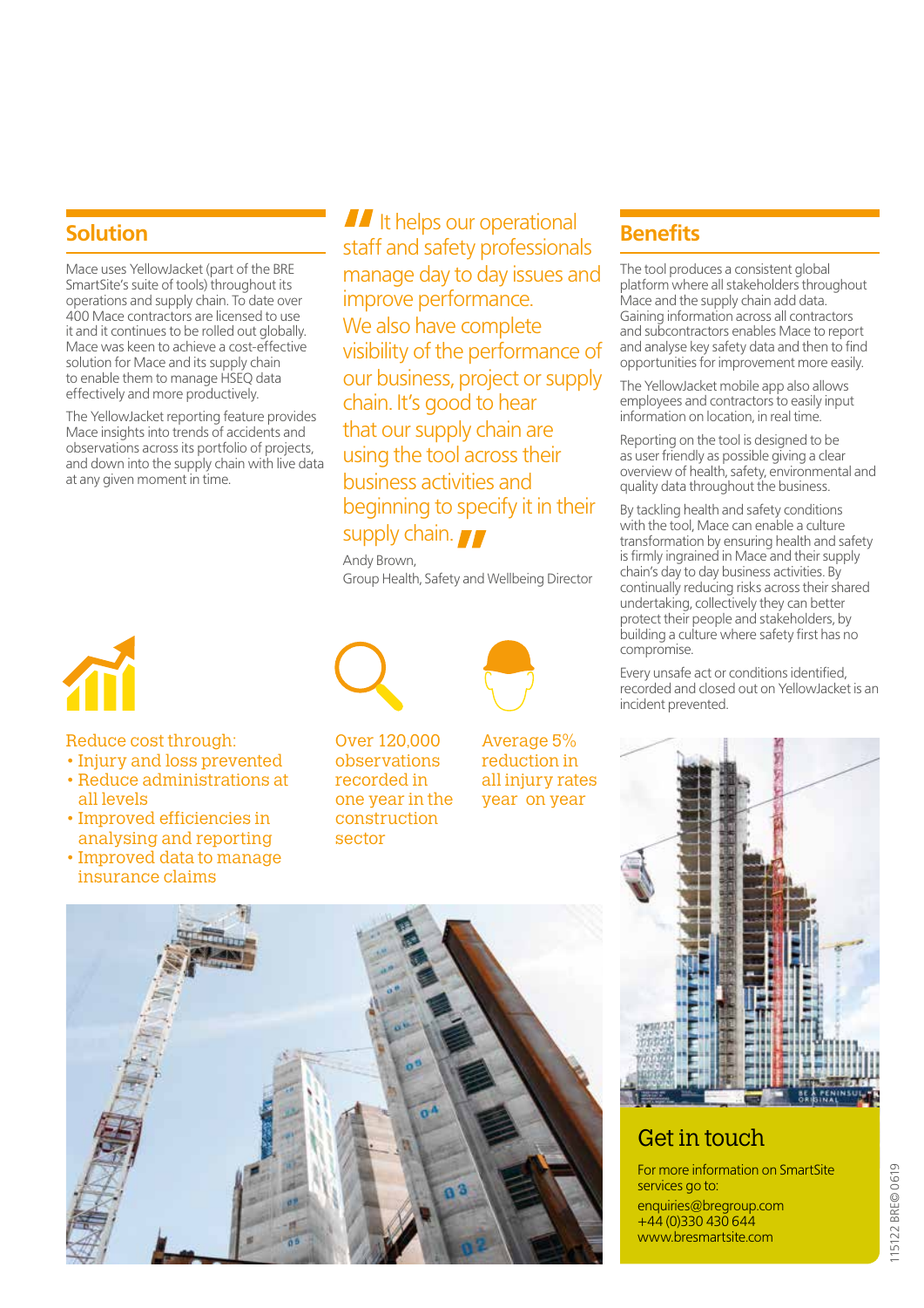## Solution

Mace uses YellowJacket (part of the BRE SmartSite's suite of tools) throughout its operations and supply chain. To date over 400 Mace contractors are licensed to use it and it continues to be rolled out globally. Mace was keen to achieve a cost-effective solution for Mace and its supply chain to enable them to manage HSEQ data effectively and more productively.

The YellowJacket reporting feature provides Mace insights into trends of accidents and observations across its portfolio of projects, and down into the supply chain with live data at any given moment in time.

> It helps our operational staff and safety professionals manage day to day issues and improve performance. We also have complete visibility of the performance of our business, project or supply chain. It's good to hear that our supply chain are using the tool across their business activities and beginning to specify it in their supply chain.
>
> Andy Brown,
> Group Health, Safety and Wellbeing Director

## Benefits

The tool produces a consistent global platform where all stakeholders throughout Mace and the supply chain add data. Gaining information across all contractors and subcontractors enables Mace to report and analyse key safety data and then to find opportunities for improvement more easily.

The YellowJacket mobile app also allows employees and contractors to easily input information on location, in real time.

Reporting on the tool is designed to be as user friendly as possible giving a clear overview of health, safety, environmental and quality data throughout the business.

By tackling health and safety conditions with the tool, Mace can enable a culture transformation by ensuring health and safety is firmly ingrained in Mace and their supply chain's day to day business activities. By continually reducing risks across their shared undertaking, collectively they can better protect their people and stakeholders, by building a culture where safety first has no compromise.

Every unsafe act or conditions identified, recorded and closed out on YellowJacket is an incident prevented.

Reduce cost through:

- Injury and loss prevented
- Reduce administrations at all levels
- Improved efficiencies in analysing and reporting
- Improved data to manage insurance claims

Over 120,000 observations recorded in one year in the construction sector

Average 5% reduction in all injury rates year on year

## Get in touch

For more information on SmartSite services go to:

enquiries@bregroup.com
+44 (0)330 430 644
www.bresmartsite.com

115122 BRE© 0619